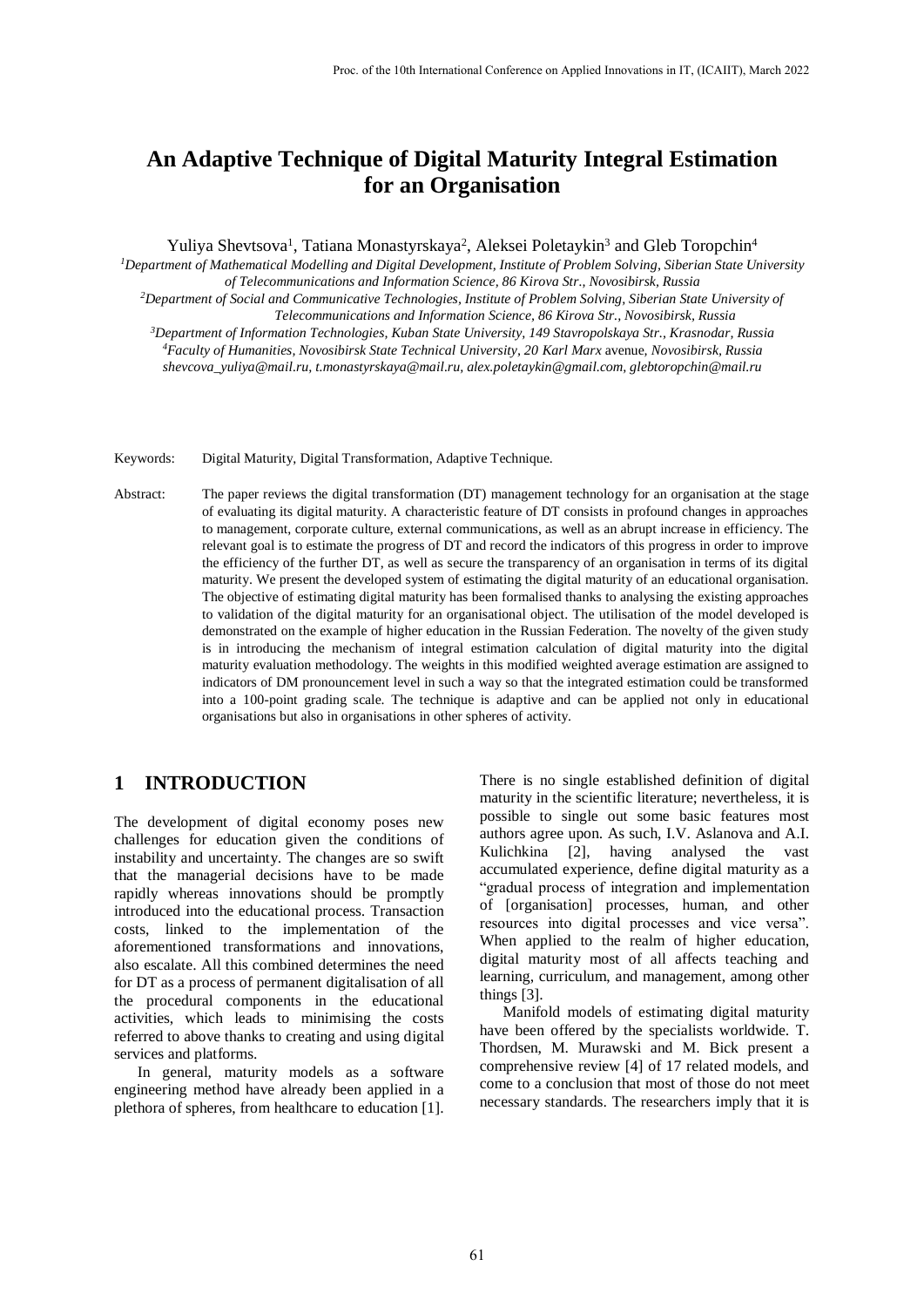# An Adaptive Technique of Digital Maturity Integral Estimation for an Organisation

Yuliya Shevtsova[1], Tatiana Monastyrskaya[2], Aleksei Poletaykin[3] and Gleb Toropchin[4]

[1]*Department of Mathematical Modelling and Digital Development, Institute of Problem Solving, Siberian State University of Telecommunications and Information Science, 86 Kirova Str., Novosibirsk, Russia*

[2]*Department of Social and Communicative Technologies, Institute of Problem Solving, Siberian State University of Telecommunications and Information Science, 86 Kirova Str., Novosibirsk, Russia*

[3]*Department of Information Technologies, Kuban State University, 149 Stavropolskaya Str., Krasnodar, Russia*

[4]*Faculty of Humanities, Novosibirsk State Technical University, 20 Karl Marx avenue, Novosibirsk, Russia*

*shevcova_yuliya@mail.ru, t.monastyrskaya@mail.ru, alex.poletaykin@gmail.com, glebtoropchin@mail.ru*

Keywords: Digital Maturity, Digital Transformation, Adaptive Technique.

Abstract: The paper reviews the digital transformation (DT) management technology for an organisation at the stage of evaluating its digital maturity. A characteristic feature of DT consists in profound changes in approaches to management, corporate culture, external communications, as well as an abrupt increase in efficiency. The relevant goal is to estimate the progress of DT and record the indicators of this progress in order to improve the efficiency of the further DT, as well as secure the transparency of an organisation in terms of its digital maturity. We present the developed system of estimating the digital maturity of an educational organisation. The objective of estimating digital maturity has been formalised thanks to analysing the existing approaches to validation of the digital maturity for an organisational object. The utilisation of the model developed is demonstrated on the example of higher education in the Russian Federation. The novelty of the given study is in introducing the mechanism of integral estimation calculation of digital maturity into the digital maturity evaluation methodology. The weights in this modified weighted average estimation are assigned to indicators of DM pronouncement level in such a way so that the integrated estimation could be transformed into a 100-point grading scale. The technique is adaptive and can be applied not only in educational organisations but also in organisations in other spheres of activity.

## 1 INTRODUCTION

The development of digital economy poses new challenges for education given the conditions of instability and uncertainty. The changes are so swift that the managerial decisions have to be made rapidly whereas innovations should be promptly introduced into the educational process. Transaction costs, linked to the implementation of the aforementioned transformations and innovations, also escalate. All this combined determines the need for DT as a process of permanent digitalisation of all the procedural components in the educational activities, which leads to minimising the costs referred to above thanks to creating and using digital services and platforms.

In general, maturity models as a software engineering method have already been applied in a plethora of spheres, from healthcare to education [1]. There is no single established definition of digital maturity in the scientific literature; nevertheless, it is possible to single out some basic features most authors agree upon. As such, I.V. Aslanova and A.I. Kulichkina [2], having analysed the vast accumulated experience, define digital maturity as a "gradual process of integration and implementation of [organisation] processes, human, and other resources into digital processes and vice versa". When applied to the realm of higher education, digital maturity most of all affects teaching and learning, curriculum, and management, among other things [3].

Manifold models of estimating digital maturity have been offered by the specialists worldwide. T. Thordsen, M. Murawski and M. Bick present a comprehensive review [4] of 17 related models, and come to a conclusion that most of those do not meet necessary standards. The researchers imply that it is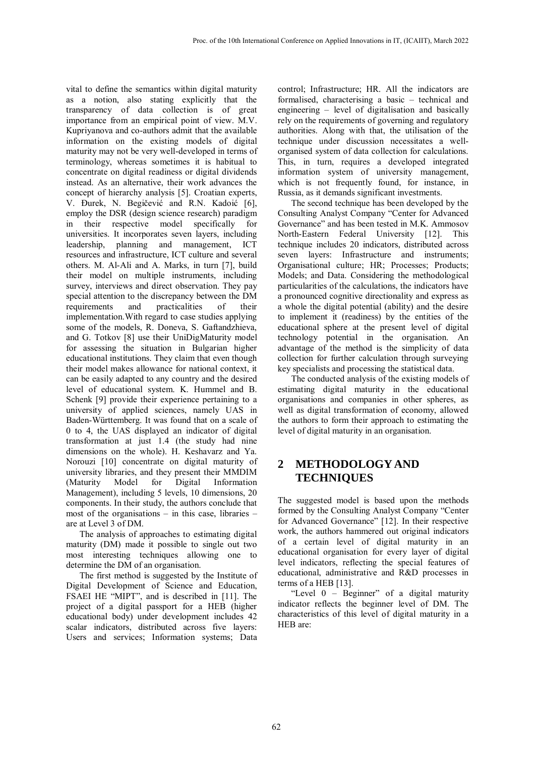vital to define the semantics within digital maturity as a notion, also stating explicitly that the transparency of data collection is of great importance from an empirical point of view. M.V. Kupriyanova and co-authors admit that the available information on the existing models of digital maturity may not be very well-developed in terms of terminology, whereas sometimes it is habitual to concentrate on digital readiness or digital dividends instead. As an alternative, their work advances the concept of hierarchy analysis [5]. Croatian experts, V. Đurek, N. Begičević and R.N. Kadoić [6], employ the DSR (design science research) paradigm in their respective model specifically for universities. It incorporates seven layers, including leadership, planning and management, ICT resources and infrastructure, ICT culture and several others. M. Al-Ali and A. Marks, in turn [7], build their model on multiple instruments, including survey, interviews and direct observation. They pay special attention to the discrepancy between the DM requirements and practicalities of their implementation. With regard to case studies applying some of the models, R. Doneva, S. Gaftandzhieva, and G. Totkov [8] use their UniDigMaturity model for assessing the situation in Bulgarian higher educational institutions. They claim that even though their model makes allowance for national context, it can be easily adapted to any country and the desired level of educational system. K. Hummel and B. Schenk [9] provide their experience pertaining to a university of applied sciences, namely UAS in Baden-Württemberg. It was found that on a scale of 0 to 4, the UAS displayed an indicator of digital transformation at just 1.4 (the study had nine dimensions on the whole). H. Keshavarz and Ya. Norouzi [10] concentrate on digital maturity of university libraries, and they present their MMDIM (Maturity Model for Digital Information Management), including 5 levels, 10 dimensions, 20 components. In their study, the authors conclude that most of the organisations – in this case, libraries – are at Level 3 of DM.

The analysis of approaches to estimating digital maturity (DM) made it possible to single out two most interesting techniques allowing one to determine the DM of an organisation.

The first method is suggested by the Institute of Digital Development of Science and Education, FSAEI HE "MIPT", and is described in [11]. The project of a digital passport for a HEB (higher educational body) under development includes 42 scalar indicators, distributed across five layers: Users and services; Information systems; Data control; Infrastructure; HR. All the indicators are formalised, characterising a basic – technical and engineering – level of digitalisation and basically rely on the requirements of governing and regulatory authorities. Along with that, the utilisation of the technique under discussion necessitates a well-organised system of data collection for calculations. This, in turn, requires a developed integrated information system of university management, which is not frequently found, for instance, in Russia, as it demands significant investments.

The second technique has been developed by the Consulting Analyst Company "Center for Advanced Governance" and has been tested in M.K. Ammosov North-Eastern Federal University [12]. This technique includes 20 indicators, distributed across seven layers: Infrastructure and instruments; Organisational culture; HR; Processes; Products; Models; and Data. Considering the methodological particularities of the calculations, the indicators have a pronounced cognitive directionality and express as a whole the digital potential (ability) and the desire to implement it (readiness) by the entities of the educational sphere at the present level of digital technology potential in the organisation. An advantage of the method is the simplicity of data collection for further calculation through surveying key specialists and processing the statistical data.

The conducted analysis of the existing models of estimating digital maturity in the educational organisations and companies in other spheres, as well as digital transformation of economy, allowed the authors to form their approach to estimating the level of digital maturity in an organisation.

## 2 METHODOLOGY AND TECHNIQUES

The suggested model is based upon the methods formed by the Consulting Analyst Company "Center for Advanced Governance" [12]. In their respective work, the authors hammered out original indicators of a certain level of digital maturity in an educational organisation for every layer of digital level indicators, reflecting the special features of educational, administrative and R&D processes in terms of a HEB [13].

"Level 0 – Beginner" of a digital maturity indicator reflects the beginner level of DM. The characteristics of this level of digital maturity in a HEB are: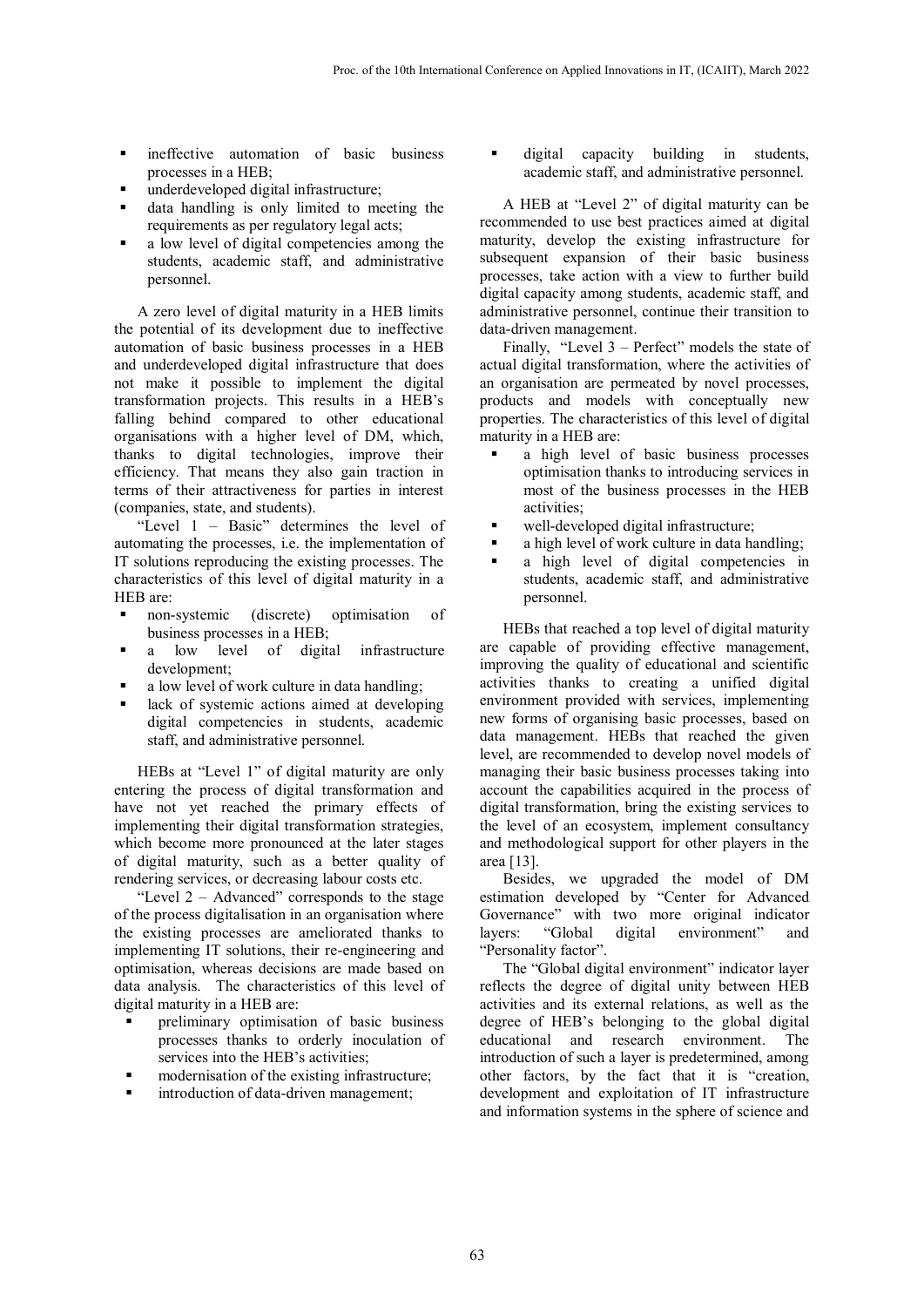- ineffective automation of basic business processes in a HEB;
- underdeveloped digital infrastructure;
- data handling is only limited to meeting the requirements as per regulatory legal acts;
- a low level of digital competencies among the students, academic staff, and administrative personnel.

A zero level of digital maturity in a HEB limits the potential of its development due to ineffective automation of basic business processes in a HEB and underdeveloped digital infrastructure that does not make it possible to implement the digital transformation projects. This results in a HEB's falling behind compared to other educational organisations with a higher level of DM, which, thanks to digital technologies, improve their efficiency. That means they also gain traction in terms of their attractiveness for parties in interest (companies, state, and students).

"Level 1 – Basic" determines the level of automating the processes, i.e. the implementation of IT solutions reproducing the existing processes. The characteristics of this level of digital maturity in a HEB are:

- non-systemic (discrete) optimisation of business processes in a HEB;
- a low level of digital infrastructure development;
- a low level of work culture in data handling;
- lack of systemic actions aimed at developing digital competencies in students, academic staff, and administrative personnel.

HEBs at "Level 1" of digital maturity are only entering the process of digital transformation and have not yet reached the primary effects of implementing their digital transformation strategies, which become more pronounced at the later stages of digital maturity, such as a better quality of rendering services, or decreasing labour costs etc.

"Level 2 – Advanced" corresponds to the stage of the process digitalisation in an organisation where the existing processes are ameliorated thanks to implementing IT solutions, their re-engineering and optimisation, whereas decisions are made based on data analysis. The characteristics of this level of digital maturity in a HEB are:

- preliminary optimisation of basic business processes thanks to orderly inoculation of services into the HEB's activities;
- modernisation of the existing infrastructure;
- introduction of data-driven management;
- digital capacity building in students, academic staff, and administrative personnel.

A HEB at "Level 2" of digital maturity can be recommended to use best practices aimed at digital maturity, develop the existing infrastructure for subsequent expansion of their basic business processes, take action with a view to further build digital capacity among students, academic staff, and administrative personnel, continue their transition to data-driven management.

Finally, "Level 3 – Perfect" models the state of actual digital transformation, where the activities of an organisation are permeated by novel processes, products and models with conceptually new properties. The characteristics of this level of digital maturity in a HEB are:

- a high level of basic business processes optimisation thanks to introducing services in most of the business processes in the HEB activities;
- well-developed digital infrastructure;
- a high level of work culture in data handling;
- a high level of digital competencies in students, academic staff, and administrative personnel.

HEBs that reached a top level of digital maturity are capable of providing effective management, improving the quality of educational and scientific activities thanks to creating a unified digital environment provided with services, implementing new forms of organising basic processes, based on data management. HEBs that reached the given level, are recommended to develop novel models of managing their basic business processes taking into account the capabilities acquired in the process of digital transformation, bring the existing services to the level of an ecosystem, implement consultancy and methodological support for other players in the area [13].

Besides, we upgraded the model of DM estimation developed by "Center for Advanced Governance" with two more original indicator layers: "Global digital environment" and "Personality factor".

The "Global digital environment" indicator layer reflects the degree of digital unity between HEB activities and its external relations, as well as the degree of HEB's belonging to the global digital educational and research environment. The introduction of such a layer is predetermined, among other factors, by the fact that it is "creation, development and exploitation of IT infrastructure and information systems in the sphere of science and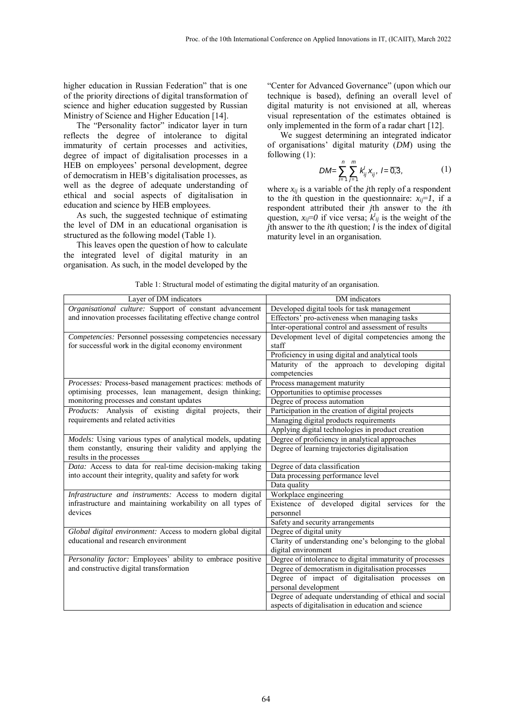higher education in Russian Federation" that is one of the priority directions of digital transformation of science and higher education suggested by Russian Ministry of Science and Higher Education [14].

The "Personality factor" indicator layer in turn reflects the degree of intolerance to digital immaturity of certain processes and activities, degree of impact of digitalisation processes in a HEB on employees' personal development, degree of democratism in HEB's digitalisation processes, as well as the degree of adequate understanding of ethical and social aspects of digitalisation in education and science by HEB employees.

As such, the suggested technique of estimating the level of DM in an educational organisation is structured as the following model (Table 1).

This leaves open the question of how to calculate the integrated level of digital maturity in an organisation. As such, in the model developed by the "Center for Advanced Governance" (upon which our technique is based), defining an overall level of digital maturity is not envisioned at all, whereas visual representation of the estimates obtained is only implemented in the form of a radar chart [12].

We suggest determining an integrated indicator of organisations' digital maturity (*DM*) using the following (1):

$$DM = \sum_{i=1}^{n} \sum_{j=1}^{m} k_{ij}^{l} x_{ij}, \; l = \overline{0,3}, \tag{1}$$

where $x_{ij}$ is a variable of the $j$th reply of a respondent to the $i$th question in the questionnaire: $x_{ij}=1$, if a respondent attributed their $j$th answer to the $i$th question, $x_{ij}=0$ if vice versa; $k^{l}_{ij}$ is the weight of the $j$th answer to the $i$th question; $l$ is the index of digital maturity level in an organisation.

Table 1: Structural model of estimating the digital maturity of an organisation.

| Layer of DM indicators | DM indicators |
|---|---|
| *Organisational culture:* Support of constant advancement and innovation processes facilitating effective change control | Developed digital tools for task management |
| | Effectors' pro-activeness when managing tasks |
| | Inter-operational control and assessment of results |
| *Competencies:* Personnel possessing competencies necessary for successful work in the digital economy environment | Development level of digital competencies among the staff |
| | Proficiency in using digital and analytical tools |
| | Maturity of the approach to developing digital competencies |
| *Processes:* Process-based management practices: methods of optimising processes, lean management, design thinking; monitoring processes and constant updates | Process management maturity |
| | Opportunities to optimise processes |
| | Degree of process automation |
| *Products:* Analysis of existing digital projects, their requirements and related activities | Participation in the creation of digital projects |
| | Managing digital products requirements |
| | Applying digital technologies in product creation |
| *Models:* Using various types of analytical models, updating them constantly, ensuring their validity and applying the results in the processes | Degree of proficiency in analytical approaches |
| | Degree of learning trajectories digitalisation |
| *Data:* Access to data for real-time decision-making taking into account their integrity, quality and safety for work | Degree of data classification |
| | Data processing performance level |
| | Data quality |
| *Infrastructure and instruments:* Access to modern digital infrastructure and maintaining workability on all types of devices | Workplace engineering |
| | Existence of developed digital services for the personnel |
| | Safety and security arrangements |
| *Global digital environment:* Access to modern global digital educational and research environment | Degree of digital unity |
| | Clarity of understanding one's belonging to the global digital environment |
| *Personality factor:* Employees' ability to embrace positive and constructive digital transformation | Degree of intolerance to digital immaturity of processes |
| | Degree of democratism in digitalisation processes |
| | Degree of impact of digitalisation processes on personal development |
| | Degree of adequate understanding of ethical and social aspects of digitalisation in education and science |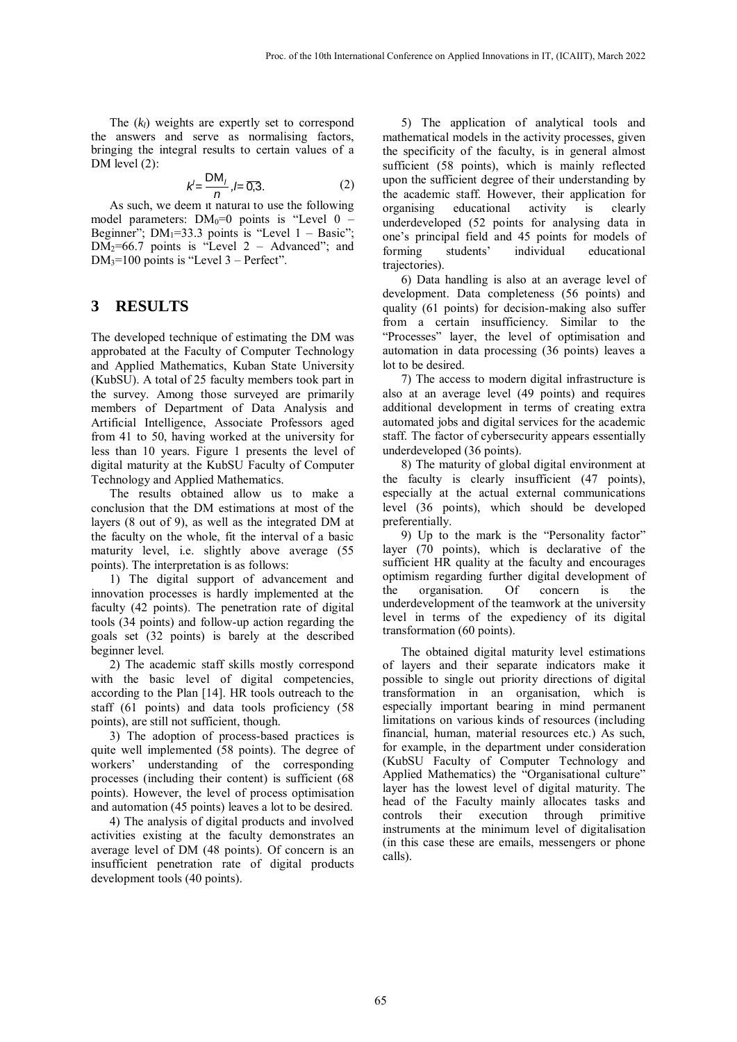The ($k_l$) weights are expertly set to correspond the answers and serve as normalising factors, bringing the integral results to certain values of a DM level (2):

$$k^l = \frac{DM_l}{n}, l = \overline{0,3}. \tag{2}$$

As such, we deem it natural to use the following model parameters: $DM_0$=0 points is "Level 0 – Beginner"; $DM_1$=33.3 points is "Level 1 – Basic"; $DM_2$=66.7 points is "Level 2 – Advanced"; and $DM_3$=100 points is "Level 3 – Perfect".

## 3 RESULTS

The developed technique of estimating the DM was approbated at the Faculty of Computer Technology and Applied Mathematics, Kuban State University (KubSU). A total of 25 faculty members took part in the survey. Among those surveyed are primarily members of Department of Data Analysis and Artificial Intelligence, Associate Professors aged from 41 to 50, having worked at the university for less than 10 years. Figure 1 presents the level of digital maturity at the KubSU Faculty of Computer Technology and Applied Mathematics.

The results obtained allow us to make a conclusion that the DM estimations at most of the layers (8 out of 9), as well as the integrated DM at the faculty on the whole, fit the interval of a basic maturity level, i.e. slightly above average (55 points). The interpretation is as follows:

1) The digital support of advancement and innovation processes is hardly implemented at the faculty (42 points). The penetration rate of digital tools (34 points) and follow-up action regarding the goals set (32 points) is barely at the described beginner level.

2) The academic staff skills mostly correspond with the basic level of digital competencies, according to the Plan [14]. HR tools outreach to the staff (61 points) and data tools proficiency (58 points), are still not sufficient, though.

3) The adoption of process-based practices is quite well implemented (58 points). The degree of workers' understanding of the corresponding processes (including their content) is sufficient (68 points). However, the level of process optimisation and automation (45 points) leaves a lot to be desired.

4) The analysis of digital products and involved activities existing at the faculty demonstrates an average level of DM (48 points). Of concern is an insufficient penetration rate of digital products development tools (40 points).

5) The application of analytical tools and mathematical models in the activity processes, given the specificity of the faculty, is in general almost sufficient (58 points), which is mainly reflected upon the sufficient degree of their understanding by the academic staff. However, their application for organising educational activity is clearly underdeveloped (52 points for analysing data in one's principal field and 45 points for models of forming students' individual educational trajectories).

6) Data handling is also at an average level of development. Data completeness (56 points) and quality (61 points) for decision-making also suffer from a certain insufficiency. Similar to the "Processes" layer, the level of optimisation and automation in data processing (36 points) leaves a lot to be desired.

7) The access to modern digital infrastructure is also at an average level (49 points) and requires additional development in terms of creating extra automated jobs and digital services for the academic staff. The factor of cybersecurity appears essentially underdeveloped (36 points).

8) The maturity of global digital environment at the faculty is clearly insufficient (47 points), especially at the actual external communications level (36 points), which should be developed preferentially.

9) Up to the mark is the "Personality factor" layer (70 points), which is declarative of the sufficient HR quality at the faculty and encourages optimism regarding further digital development of the organisation. Of concern is the underdevelopment of the teamwork at the university level in terms of the expediency of its digital transformation (60 points).

The obtained digital maturity level estimations of layers and their separate indicators make it possible to single out priority directions of digital transformation in an organisation, which is especially important bearing in mind permanent limitations on various kinds of resources (including financial, human, material resources etc.) As such, for example, in the department under consideration (KubSU Faculty of Computer Technology and Applied Mathematics) the "Organisational culture" layer has the lowest level of digital maturity. The head of the Faculty mainly allocates tasks and controls their execution through primitive instruments at the minimum level of digitalisation (in this case these are emails, messengers or phone calls).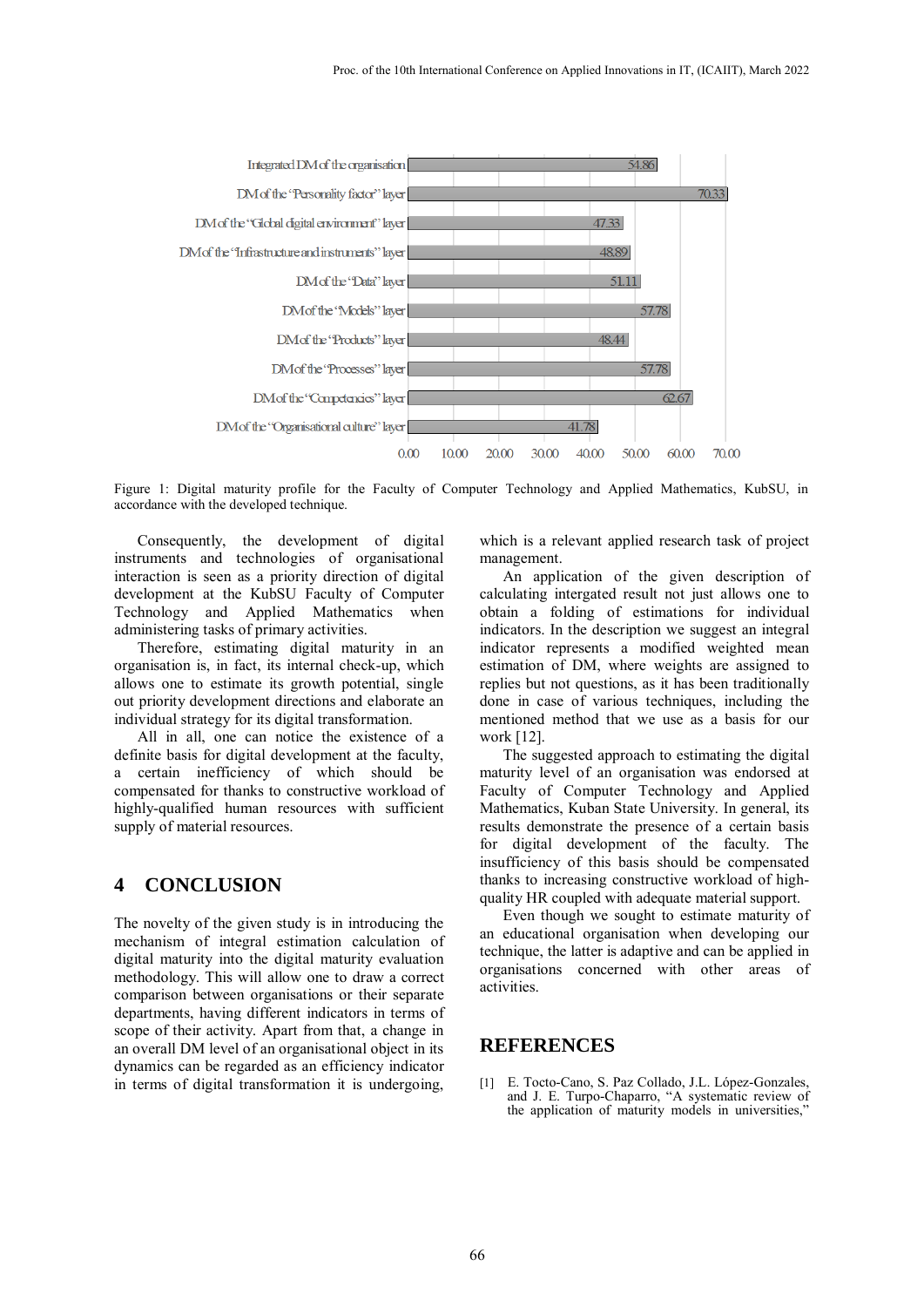| Layer | DM |
|---|---|
| Integrated DM of the organisation | 54.86 |
| DM of the "Personality factor" layer | 70.33 |
| DM of the "Global digital environment" layer | 47.33 |
| DM of the "Infrastructure and instruments" layer | 48.89 |
| DM of the "Data" layer | 51.11 |
| DM of the "Models" layer | 57.78 |
| DM of the "Products" layer | 48.44 |
| DM of the "Processes" layer | 57.78 |
| DM of the "Competencies" layer | 62.67 |
| DM of the "Organisational culture" layer | 41.78 |

Figure 1: Digital maturity profile for the Faculty of Computer Technology and Applied Mathematics, KubSU, in accordance with the developed technique.

Consequently, the development of digital instruments and technologies of organisational interaction is seen as a priority direction of digital development at the KubSU Faculty of Computer Technology and Applied Mathematics when administering tasks of primary activities.

Therefore, estimating digital maturity in an organisation is, in fact, its internal check-up, which allows one to estimate its growth potential, single out priority development directions and elaborate an individual strategy for its digital transformation.

All in all, one can notice the existence of a definite basis for digital development at the faculty, a certain inefficiency of which should be compensated for thanks to constructive workload of highly-qualified human resources with sufficient supply of material resources.

## 4 CONCLUSION

The novelty of the given study is in introducing the mechanism of integral estimation calculation of digital maturity into the digital maturity evaluation methodology. This will allow one to draw a correct comparison between organisations or their separate departments, having different indicators in terms of scope of their activity. Apart from that, a change in an overall DM level of an organisational object in its dynamics can be regarded as an efficiency indicator in terms of digital transformation it is undergoing, which is a relevant applied research task of project management.

An application of the given description of calculating intergrated result not just allows one to obtain a folding of estimations for individual indicators. In the description we suggest an integral indicator represents a modified weighted mean estimation of DM, where weights are assigned to replies but not questions, as it has been traditionally done in case of various techniques, including the mentioned method that we use as a basis for our work [12].

The suggested approach to estimating the digital maturity level of an organisation was endorsed at Faculty of Computer Technology and Applied Mathematics, Kuban State University. In general, its results demonstrate the presence of a certain basis for digital development of the faculty. The insufficiency of this basis should be compensated thanks to increasing constructive workload of high-quality HR coupled with adequate material support.

Even though we sought to estimate maturity of an educational organisation when developing our technique, the latter is adaptive and can be applied in organisations concerned with other areas of activities.

## REFERENCES

[1] E. Tocto-Cano, S. Paz Collado, J.L. López-Gonzales, and J. E. Turpo-Chaparro, "A systematic review of the application of maturity models in universities,"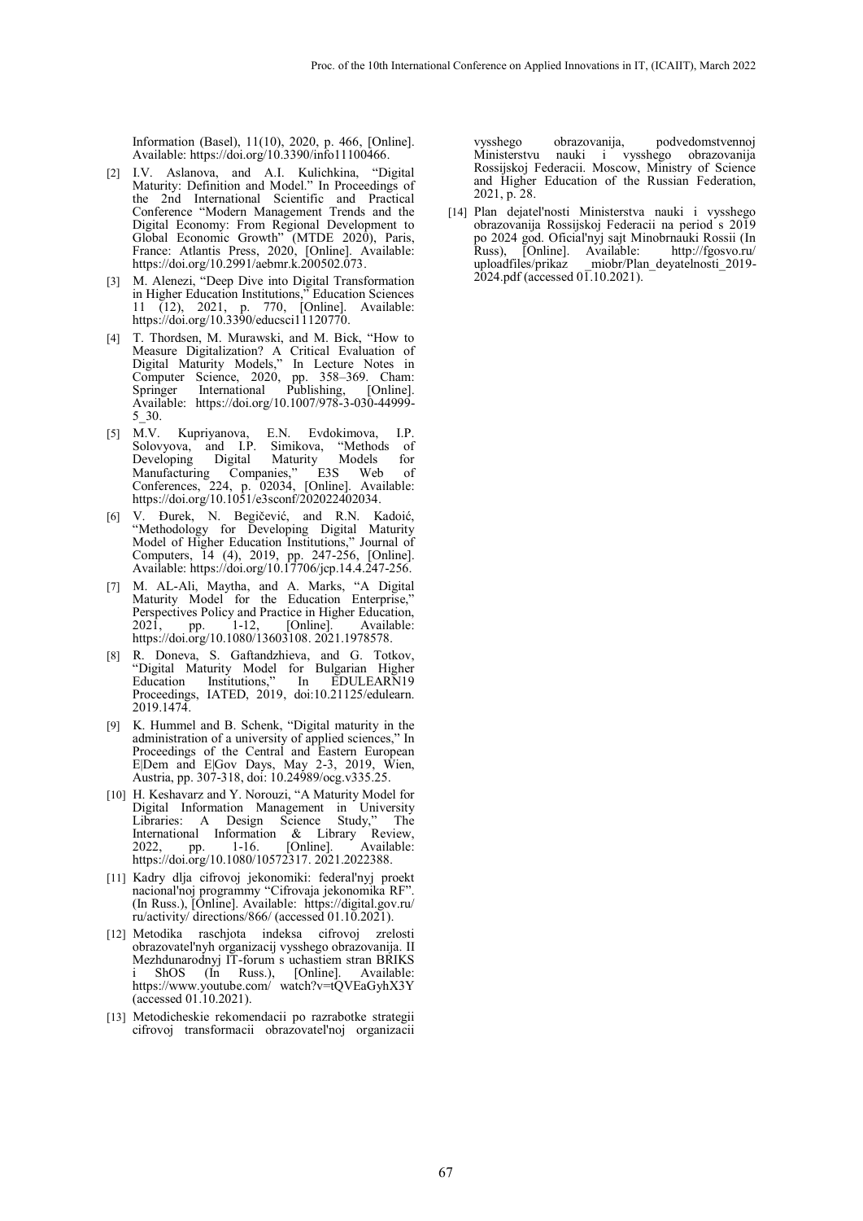Information (Basel), 11(10), 2020, p. 466, [Online]. Available: https://doi.org/10.3390/info11100466.

[2] I.V. Aslanova, and A.I. Kulichkina, "Digital Maturity: Definition and Model." In Proceedings of the 2nd International Scientific and Practical Conference "Modern Management Trends and the Digital Economy: From Regional Development to Global Economic Growth" (MTDE 2020), Paris, France: Atlantis Press, 2020, [Online]. Available: https://doi.org/10.2991/aebmr.k.200502.073.

[3] M. Alenezi, "Deep Dive into Digital Transformation in Higher Education Institutions," Education Sciences 11 (12), 2021, p. 770, [Online]. Available: https://doi.org/10.3390/educsci11120770.

[4] T. Thordsen, M. Murawski, and M. Bick, "How to Measure Digitalization? A Critical Evaluation of Digital Maturity Models," In Lecture Notes in Computer Science, 2020, pp. 358–369. Cham: Springer International Publishing, [Online]. Available: https://doi.org/10.1007/978-3-030-44999-5_30.

[5] M.V. Kupriyanova, E.N. Evdokimova, I.P. Solovyova, and I.P. Simikova, "Methods of Developing Digital Maturity Models for Manufacturing Companies," E3S Web of Conferences, 224, p. 02034, [Online]. Available: https://doi.org/10.1051/e3sconf/202022402034.

[6] V. Đurek, N. Begičević, and R.N. Kadoić, "Methodology for Developing Digital Maturity Model of Higher Education Institutions," Journal of Computers, 14 (4), 2019, pp. 247-256, [Online]. Available: https://doi.org/10.17706/jcp.14.4.247-256.

[7] M. AL-Ali, Maytha, and A. Marks, "A Digital Maturity Model for the Education Enterprise," Perspectives Policy and Practice in Higher Education, 2021, pp. 1-12, [Online]. Available: https://doi.org/10.1080/13603108. 2021.1978578.

[8] R. Doneva, S. Gaftandzhieva, and G. Totkov, "Digital Maturity Model for Bulgarian Higher Education Institutions," In EDULEARN19 Proceedings, IATED, 2019, doi:10.21125/edulearn. 2019.1474.

[9] K. Hummel and B. Schenk, "Digital maturity in the administration of a university of applied sciences," In Proceedings of the Central and Eastern European E|Dem and E|Gov Days, May 2-3, 2019, Wien, Austria, pp. 307-318, doi: 10.24989/ocg.v335.25.

[10] H. Keshavarz and Y. Norouzi, "A Maturity Model for Digital Information Management in University Libraries: A Design Science Study," The International Information & Library Review, 2022, pp. 1-16. [Online]. Available: https://doi.org/10.1080/10572317. 2021.2022388.

[11] Kadry dlja cifrovoj jekonomiki: federal'nyj proekt nacional'noj programmy "Cifrovaja jekonomika RF". (In Russ.), [Online]. Available: https://digital.gov.ru/ ru/activity/ directions/866/ (accessed 01.10.2021).

[12] Metodika raschjota indeksa cifrovoj zrelosti obrazovatel'nyh organizacij vysshego obrazovanija. II Mezhdunarodnyj IT-forum s uchastiem stran BRIKS i ShOS (In Russ.), [Online]. Available: https://www.youtube.com/ watch?v=tQVEaGyhX3Y (accessed 01.10.2021).

[13] Metodicheskie rekomendacii po razrabotke strategii cifrovoj transformacii obrazovatel'noj organizacii vysshego obrazovanija, podvedomstvennoj Ministerstvu nauki i vysshego obrazovanija Rossijskoj Federacii. Moscow, Ministry of Science and Higher Education of the Russian Federation, 2021, p. 28.

[14] Plan dejatel'nosti Ministerstva nauki i vysshego obrazovanija Rossijskoj Federacii na period s 2019 po 2024 god. Oficial'nyj sajt Minobrnauki Rossii (In Russ), [Online]. Available: http://fgosvo.ru/ uploadfiles/prikaz _miobr/Plan_deyatelnosti_2019-2024.pdf (accessed 01.10.2021).